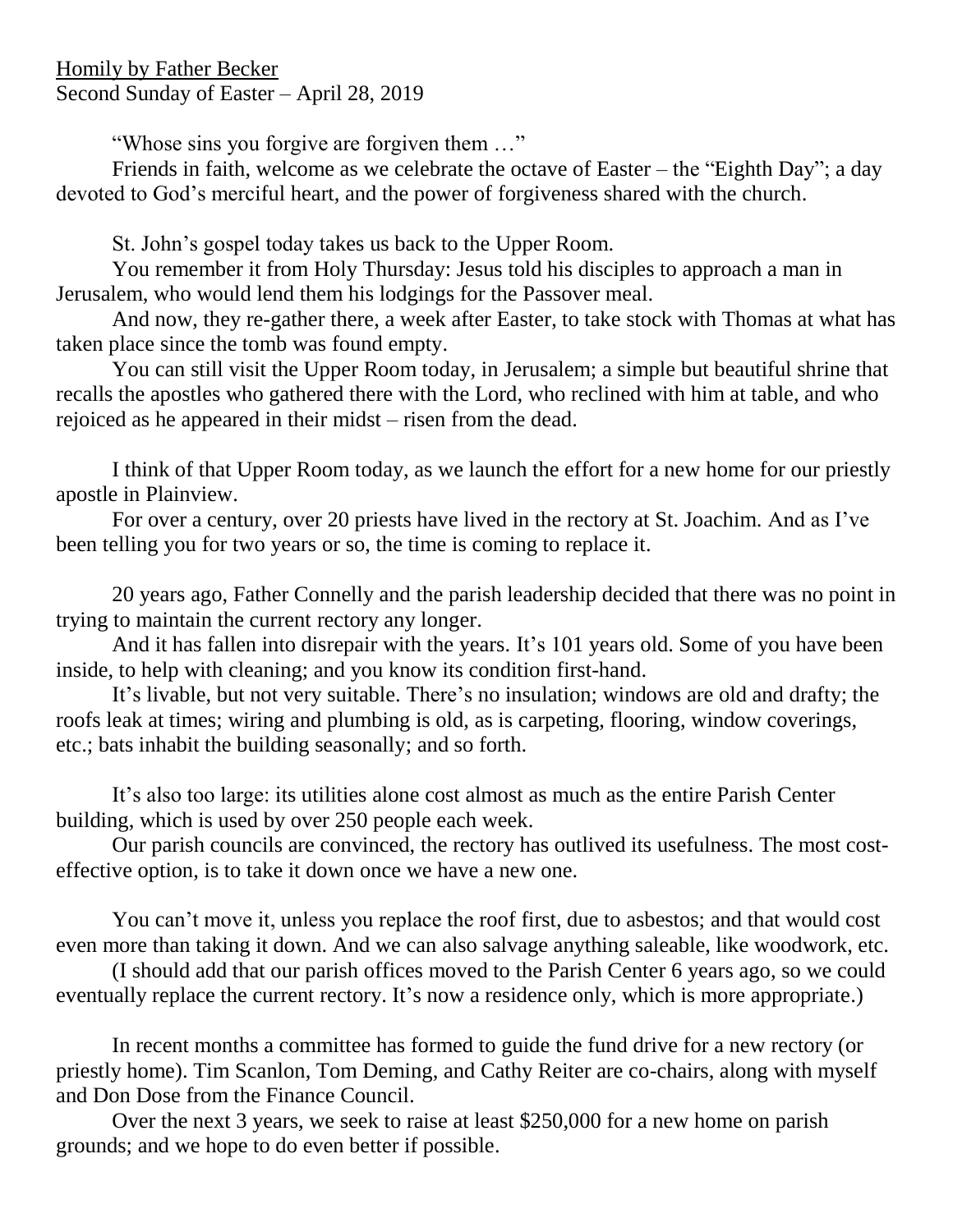Homily by Father Becker
Second Sunday of Easter – April 28, 2019

"Whose sins you forgive are forgiven them …"

Friends in faith, welcome as we celebrate the octave of Easter – the "Eighth Day"; a day devoted to God's merciful heart, and the power of forgiveness shared with the church.

St. John's gospel today takes us back to the Upper Room.

You remember it from Holy Thursday: Jesus told his disciples to approach a man in Jerusalem, who would lend them his lodgings for the Passover meal.

And now, they re-gather there, a week after Easter, to take stock with Thomas at what has taken place since the tomb was found empty.

You can still visit the Upper Room today, in Jerusalem; a simple but beautiful shrine that recalls the apostles who gathered there with the Lord, who reclined with him at table, and who rejoiced as he appeared in their midst – risen from the dead.

I think of that Upper Room today, as we launch the effort for a new home for our priestly apostle in Plainview.

For over a century, over 20 priests have lived in the rectory at St. Joachim. And as I've been telling you for two years or so, the time is coming to replace it.

20 years ago, Father Connelly and the parish leadership decided that there was no point in trying to maintain the current rectory any longer.

And it has fallen into disrepair with the years. It's 101 years old. Some of you have been inside, to help with cleaning; and you know its condition first-hand.

It's livable, but not very suitable. There's no insulation; windows are old and drafty; the roofs leak at times; wiring and plumbing is old, as is carpeting, flooring, window coverings, etc.; bats inhabit the building seasonally; and so forth.

It's also too large: its utilities alone cost almost as much as the entire Parish Center building, which is used by over 250 people each week.

Our parish councils are convinced, the rectory has outlived its usefulness. The most cost-effective option, is to take it down once we have a new one.

You can't move it, unless you replace the roof first, due to asbestos; and that would cost even more than taking it down. And we can also salvage anything saleable, like woodwork, etc.

(I should add that our parish offices moved to the Parish Center 6 years ago, so we could eventually replace the current rectory. It's now a residence only, which is more appropriate.)

In recent months a committee has formed to guide the fund drive for a new rectory (or priestly home). Tim Scanlon, Tom Deming, and Cathy Reiter are co-chairs, along with myself and Don Dose from the Finance Council.

Over the next 3 years, we seek to raise at least $250,000 for a new home on parish grounds; and we hope to do even better if possible.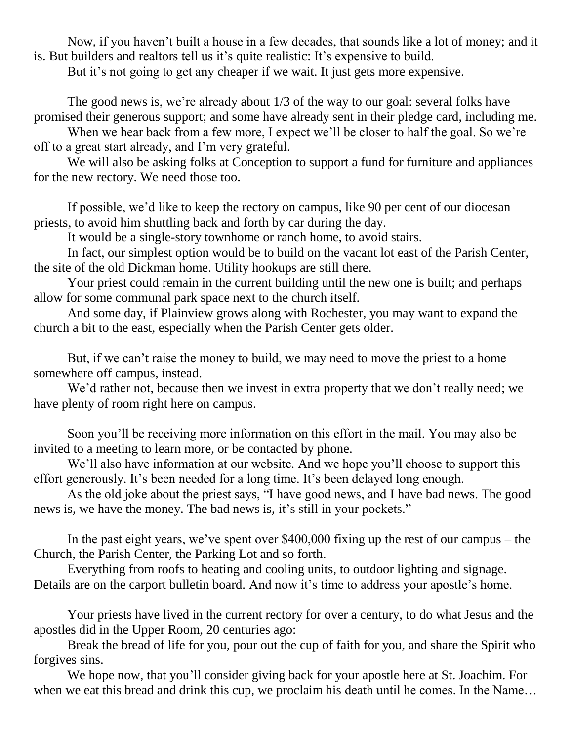Now, if you haven't built a house in a few decades, that sounds like a lot of money; and it is. But builders and realtors tell us it's quite realistic: It's expensive to build.

But it's not going to get any cheaper if we wait. It just gets more expensive.

The good news is, we're already about 1/3 of the way to our goal: several folks have promised their generous support; and some have already sent in their pledge card, including me.

When we hear back from a few more, I expect we'll be closer to half the goal. So we're off to a great start already, and I'm very grateful.

We will also be asking folks at Conception to support a fund for furniture and appliances for the new rectory. We need those too.

If possible, we'd like to keep the rectory on campus, like 90 per cent of our diocesan priests, to avoid him shuttling back and forth by car during the day.

It would be a single-story townhome or ranch home, to avoid stairs.

In fact, our simplest option would be to build on the vacant lot east of the Parish Center, the site of the old Dickman home. Utility hookups are still there.

Your priest could remain in the current building until the new one is built; and perhaps allow for some communal park space next to the church itself.

And some day, if Plainview grows along with Rochester, you may want to expand the church a bit to the east, especially when the Parish Center gets older.

But, if we can't raise the money to build, we may need to move the priest to a home somewhere off campus, instead.

We'd rather not, because then we invest in extra property that we don't really need; we have plenty of room right here on campus.

Soon you'll be receiving more information on this effort in the mail. You may also be invited to a meeting to learn more, or be contacted by phone.

We'll also have information at our website. And we hope you'll choose to support this effort generously. It's been needed for a long time. It's been delayed long enough.

As the old joke about the priest says, "I have good news, and I have bad news. The good news is, we have the money. The bad news is, it's still in your pockets."

In the past eight years, we've spent over $400,000 fixing up the rest of our campus – the Church, the Parish Center, the Parking Lot and so forth.

Everything from roofs to heating and cooling units, to outdoor lighting and signage. Details are on the carport bulletin board. And now it's time to address your apostle's home.

Your priests have lived in the current rectory for over a century, to do what Jesus and the apostles did in the Upper Room, 20 centuries ago:

Break the bread of life for you, pour out the cup of faith for you, and share the Spirit who forgives sins.

We hope now, that you'll consider giving back for your apostle here at St. Joachim. For when we eat this bread and drink this cup, we proclaim his death until he comes. In the Name…